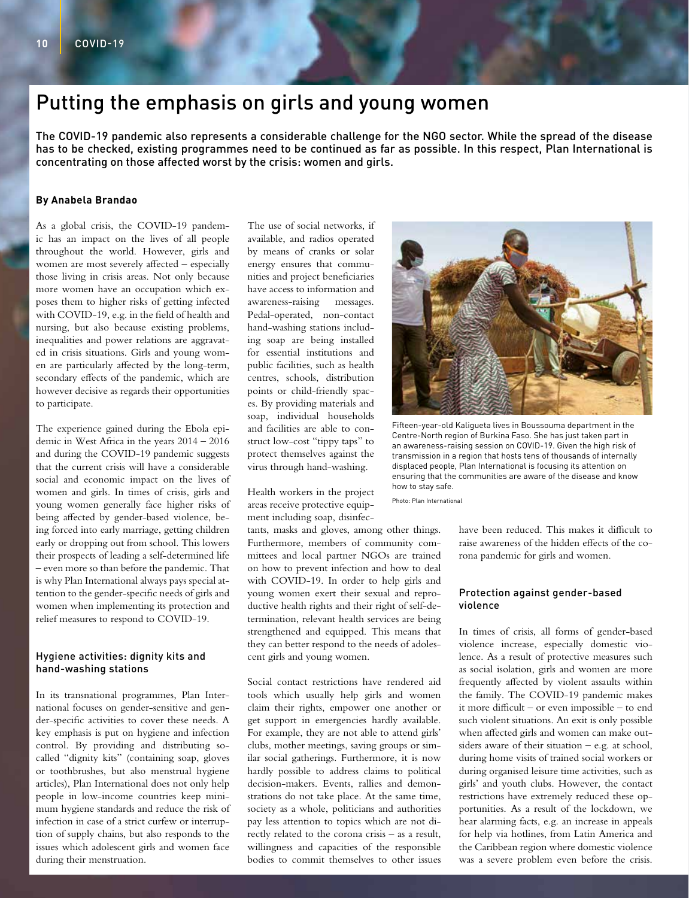# Putting the emphasis on girls and young women

**The COVID-19 pandemic also represents a considerable challenge for the NGO sector. While the spread of the disease has to be checked, existing programmes need to be continued as far as possible. In this respect, Plan International is concentrating on those affected worst by the crisis: women and girls.**

**By Anabela Brandao**

As a global crisis, the COVID-19 pandemic has an impact on the lives of all people throughout the world. However, girls and women are most severely affected – especially those living in crisis areas. Not only because more women have an occupation which exposes them to higher risks of getting infected with COVID-19, e.g. in the field of health and nursing, but also because existing problems, inequalities and power relations are aggravated in crisis situations. Girls and young women are particularly affected by the long-term, secondary effects of the pandemic, which are however decisive as regards their opportunities to participate.

The experience gained during the Ebola epidemic in West Africa in the years 2014 – 2016 and during the COVID-19 pandemic suggests that the current crisis will have a considerable social and economic impact on the lives of women and girls. In times of crisis, girls and young women generally face higher risks of being affected by gender-based violence, being forced into early marriage, getting children early or dropping out from school. This lowers their prospects of leading a self-determined life – even more so than before the pandemic. That is why Plan International always pays special attention to the gender-specific needs of girls and women when implementing its protection and relief measures to respond to COVID-19.

## Hygiene activities: dignity kits and hand-washing stations

In its transnational programmes, Plan International focuses on gender-sensitive and gender-specific activities to cover these needs. A key emphasis is put on hygiene and infection control. By providing and distributing so-called "dignity kits" (containing soap, gloves or toothbrushes, but also menstrual hygiene articles), Plan International does not only help people in low-income countries keep minimum hygiene standards and reduce the risk of infection in case of a strict curfew or interruption of supply chains, but also responds to the issues which adolescent girls and women face during their menstruation.

The use of social networks, if available, and radios operated by means of cranks or solar energy ensures that communities and project beneficiaries have access to information and awareness-raising messages. Pedal-operated, non-contact hand-washing stations including soap are being installed for essential institutions and public facilities, such as health centres, schools, distribution points or child-friendly spaces. By providing materials and soap, individual households and facilities are able to construct low-cost "tippy taps" to protect themselves against the virus through hand-washing.

Fifteen-year-old Kaligueta lives in Boussouma department in the Centre-North region of Burkina Faso. She has just taken part in an awareness-raising session on COVID-19. Given the high risk of transmission in a region that hosts tens of thousands of internally displaced people, Plan International is focusing its attention on ensuring that the communities are aware of the disease and know how to stay safe.

Photo: Plan International

Health workers in the project areas receive protective equipment including soap, disinfectants, masks and gloves, among other things. Furthermore, members of community committees and local partner NGOs are trained on how to prevent infection and how to deal with COVID-19. In order to help girls and young women exert their sexual and reproductive health rights and their right of self-determination, relevant health services are being strengthened and equipped. This means that they can better respond to the needs of adolescent girls and young women.

Social contact restrictions have rendered aid tools which usually help girls and women claim their rights, empower one another or get support in emergencies hardly available. For example, they are not able to attend girls' clubs, mother meetings, saving groups or similar social gatherings. Furthermore, it is now hardly possible to address claims to political decision-makers. Events, rallies and demonstrations do not take place. At the same time, society as a whole, politicians and authorities pay less attention to topics which are not directly related to the corona crisis – as a result, willingness and capacities of the responsible bodies to commit themselves to other issues have been reduced. This makes it difficult to raise awareness of the hidden effects of the corona pandemic for girls and women.

## Protection against gender-based violence

In times of crisis, all forms of gender-based violence increase, especially domestic violence. As a result of protective measures such as social isolation, girls and women are more frequently affected by violent assaults within the family. The COVID-19 pandemic makes it more difficult – or even impossible – to end such violent situations. An exit is only possible when affected girls and women can make outsiders aware of their situation – e.g. at school, during home visits of trained social workers or during organised leisure time activities, such as girls' and youth clubs. However, the contact restrictions have extremely reduced these opportunities. As a result of the lockdown, we hear alarming facts, e.g. an increase in appeals for help via hotlines, from Latin America and the Caribbean region where domestic violence was a severe problem even before the crisis.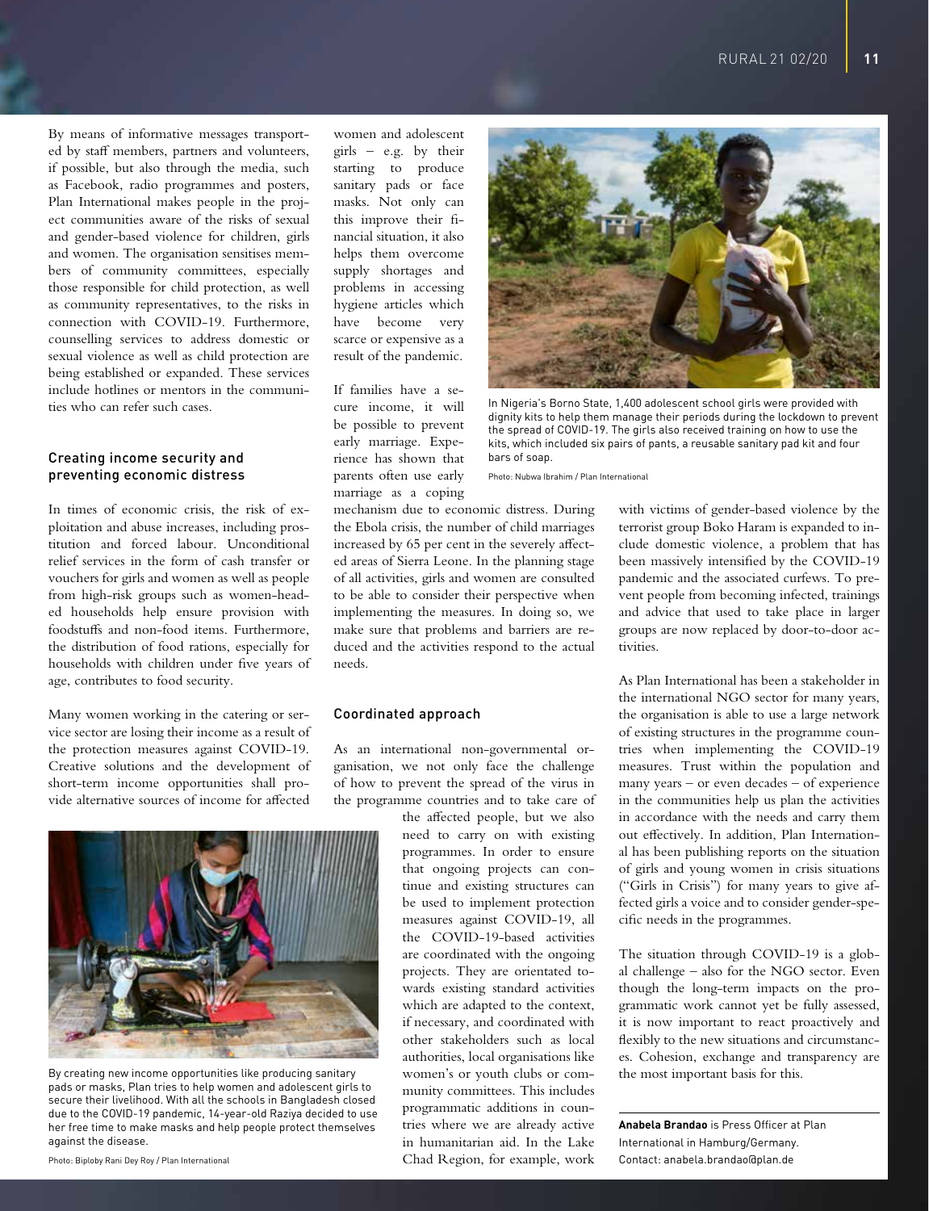By means of informative messages transported by staff members, partners and volunteers, if possible, but also through the media, such as Facebook, radio programmes and posters, Plan International makes people in the project communities aware of the risks of sexual and gender-based violence for children, girls and women. The organisation sensitises members of community committees, especially those responsible for child protection, as well as community representatives, to the risks in connection with COVID-19. Furthermore, counselling services to address domestic or sexual violence as well as child protection are being established or expanded. These services include hotlines or mentors in the communities who can refer such cases.

### Creating income security and preventing economic distress

In times of economic crisis, the risk of exploitation and abuse increases, including prostitution and forced labour. Unconditional relief services in the form of cash transfer or vouchers for girls and women as well as people from high-risk groups such as women-headed households help ensure provision with foodstuffs and non-food items. Furthermore, the distribution of food rations, especially for households with children under five years of age, contributes to food security.

Many women working in the catering or service sector are losing their income as a result of the protection measures against COVID-19. Creative solutions and the development of short-term income opportunities shall provide alternative sources of income for affected women and adolescent girls – e.g. by their starting to produce sanitary pads or face masks. Not only can this improve their financial situation, it also helps them overcome supply shortages and problems in accessing hygiene articles which have become very scarce or expensive as a result of the pandemic.

By creating new income opportunities like producing sanitary pads or masks, Plan tries to help women and adolescent girls to secure their livelihood. With all the schools in Bangladesh closed due to the COVID-19 pandemic, 14-year-old Raziya decided to use her free time to make masks and help people protect themselves against the disease.

Photo: Biploby Rani Dey Roy / Plan International

If families have a secure income, it will be possible to prevent early marriage. Experience has shown that parents often use early marriage as a coping mechanism due to economic distress. During the Ebola crisis, the number of child marriages increased by 65 per cent in the severely affected areas of Sierra Leone. In the planning stage of all activities, girls and women are consulted to be able to consider their perspective when implementing the measures. In doing so, we make sure that problems and barriers are reduced and the activities respond to the actual needs.

In Nigeria's Borno State, 1,400 adolescent school girls were provided with dignity kits to help them manage their periods during the lockdown to prevent the spread of COVID-19. The girls also received training on how to use the kits, which included six pairs of pants, a reusable sanitary pad kit and four bars of soap.

Photo: Nubwa Ibrahim / Plan International

### Coordinated approach

As an international non-governmental organisation, we not only face the challenge of how to prevent the spread of the virus in the programme countries and to take care of the affected people, but we also need to carry on with existing programmes. In order to ensure that ongoing projects can continue and existing structures can be used to implement protection measures against COVID-19, all the COVID-19-based activities are coordinated with the ongoing projects. They are orientated towards existing standard activities which are adapted to the context, if necessary, and coordinated with other stakeholders such as local authorities, local organisations like women's or youth clubs or community committees. This includes programmatic additions in countries where we are already active in humanitarian aid. In the Lake Chad Region, for example, work with victims of gender-based violence by the terrorist group Boko Haram is expanded to include domestic violence, a problem that has been massively intensified by the COVID-19 pandemic and the associated curfews. To prevent people from becoming infected, trainings and advice that used to take place in larger groups are now replaced by door-to-door activities.

As Plan International has been a stakeholder in the international NGO sector for many years, the organisation is able to use a large network of existing structures in the programme countries when implementing the COVID-19 measures. Trust within the population and many years – or even decades – of experience in the communities help us plan the activities in accordance with the needs and carry them out effectively. In addition, Plan International has been publishing reports on the situation of girls and young women in crisis situations ("Girls in Crisis") for many years to give affected girls a voice and to consider gender-specific needs in the programmes.

The situation through COVID-19 is a global challenge – also for the NGO sector. Even though the long-term impacts on the programmatic work cannot yet be fully assessed, it is now important to react proactively and flexibly to the new situations and circumstances. Cohesion, exchange and transparency are the most important basis for this.

---

**Anabela Brandao** is Press Officer at Plan International in Hamburg/Germany.
Contact: anabela.brandao@plan.de